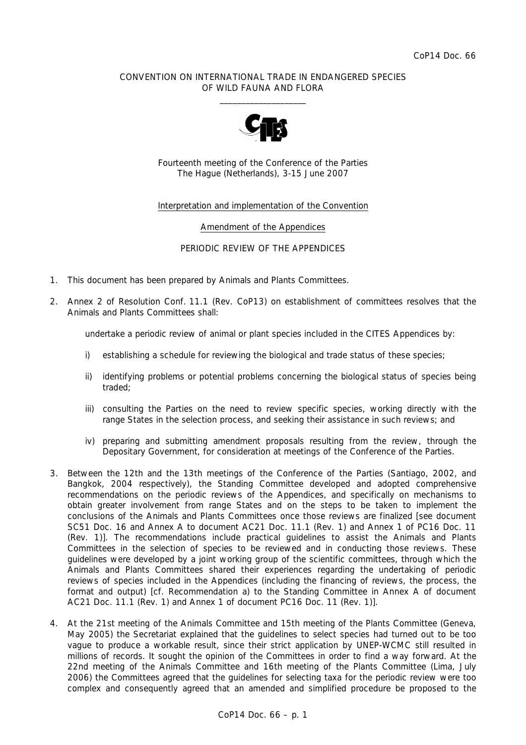CoP14 Doc. 66

CONVENTION ON INTERNATIONAL TRADE IN ENDANGERED SPECIES OF WILD FAUNA AND FLORA

\_\_\_\_\_\_\_\_\_\_\_\_\_\_\_\_\_\_\_\_

Fourteenth meeting of the Conference of the Parties
The Hague (Netherlands), 3-15 June 2007

Interpretation and implementation of the Convention

Amendment of the Appendices

PERIODIC REVIEW OF THE APPENDICES

1. This document has been prepared by Animals and Plants Committees.

2. Annex 2 of Resolution Conf. 11.1 (Rev. CoP13) on establishment of committees resolves that the Animals and Plants Committees shall:

   undertake a periodic review of animal or plant species included in the CITES Appendices by:

   i) establishing a schedule for reviewing the biological and trade status of these species;

   ii) identifying problems or potential problems concerning the biological status of species being traded;

   iii) consulting the Parties on the need to review specific species, working directly with the range States in the selection process, and seeking their assistance in such reviews; and

   iv) preparing and submitting amendment proposals resulting from the review, through the Depositary Government, for consideration at meetings of the Conference of the Parties.

3. Between the 12th and the 13th meetings of the Conference of the Parties (Santiago, 2002, and Bangkok, 2004 respectively), the Standing Committee developed and adopted comprehensive recommendations on the periodic reviews of the Appendices, and specifically on mechanisms to obtain greater involvement from range States and on the steps to be taken to implement the conclusions of the Animals and Plants Committees once those reviews are finalized [see document SC51 Doc. 16 and Annex A to document AC21 Doc. 11.1 (Rev. 1) and Annex 1 of PC16 Doc. 11 (Rev. 1)]. The recommendations include practical guidelines to assist the Animals and Plants Committees in the selection of species to be reviewed and in conducting those reviews. These guidelines were developed by a joint working group of the scientific committees, through which the Animals and Plants Committees shared their experiences regarding the undertaking of periodic reviews of species included in the Appendices (including the financing of reviews, the process, the format and output) [cf. Recommendation a) to the Standing Committee in Annex A of document AC21 Doc. 11.1 (Rev. 1) and Annex 1 of document PC16 Doc. 11 (Rev. 1)].

4. At the 21st meeting of the Animals Committee and 15th meeting of the Plants Committee (Geneva, May 2005) the Secretariat explained that the guidelines to select species had turned out to be too vague to produce a workable result, since their strict application by UNEP-WCMC still resulted in millions of records. It sought the opinion of the Committees in order to find a way forward. At the 22nd meeting of the Animals Committee and 16th meeting of the Plants Committee (Lima, July 2006) the Committees agreed that the guidelines for selecting taxa for the periodic review were too complex and consequently agreed that an amended and simplified procedure be proposed to the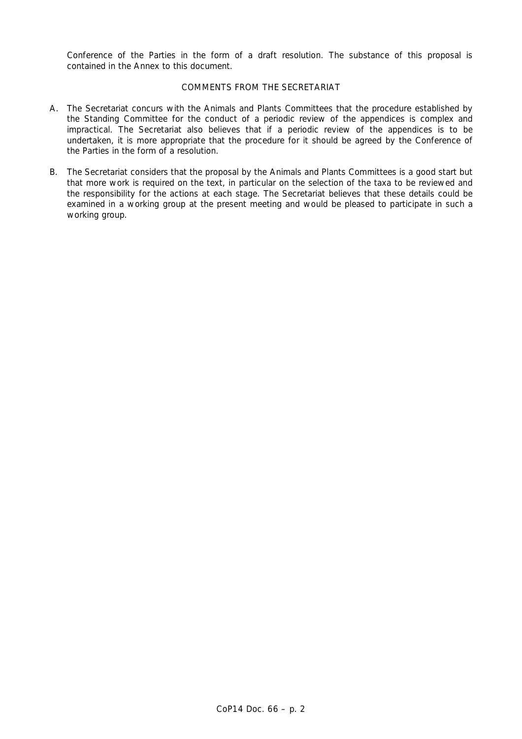Conference of the Parties in the form of a draft resolution. The substance of this proposal is contained in the Annex to this document.

COMMENTS FROM THE SECRETARIAT

A. The Secretariat concurs with the Animals and Plants Committees that the procedure established by the Standing Committee for the conduct of a periodic review of the appendices is complex and impractical. The Secretariat also believes that if a periodic review of the appendices is to be undertaken, it is more appropriate that the procedure for it should be agreed by the Conference of the Parties in the form of a resolution.

B. The Secretariat considers that the proposal by the Animals and Plants Committees is a good start but that more work is required on the text, in particular on the selection of the taxa to be reviewed and the responsibility for the actions at each stage. The Secretariat believes that these details could be examined in a working group at the present meeting and would be pleased to participate in such a working group.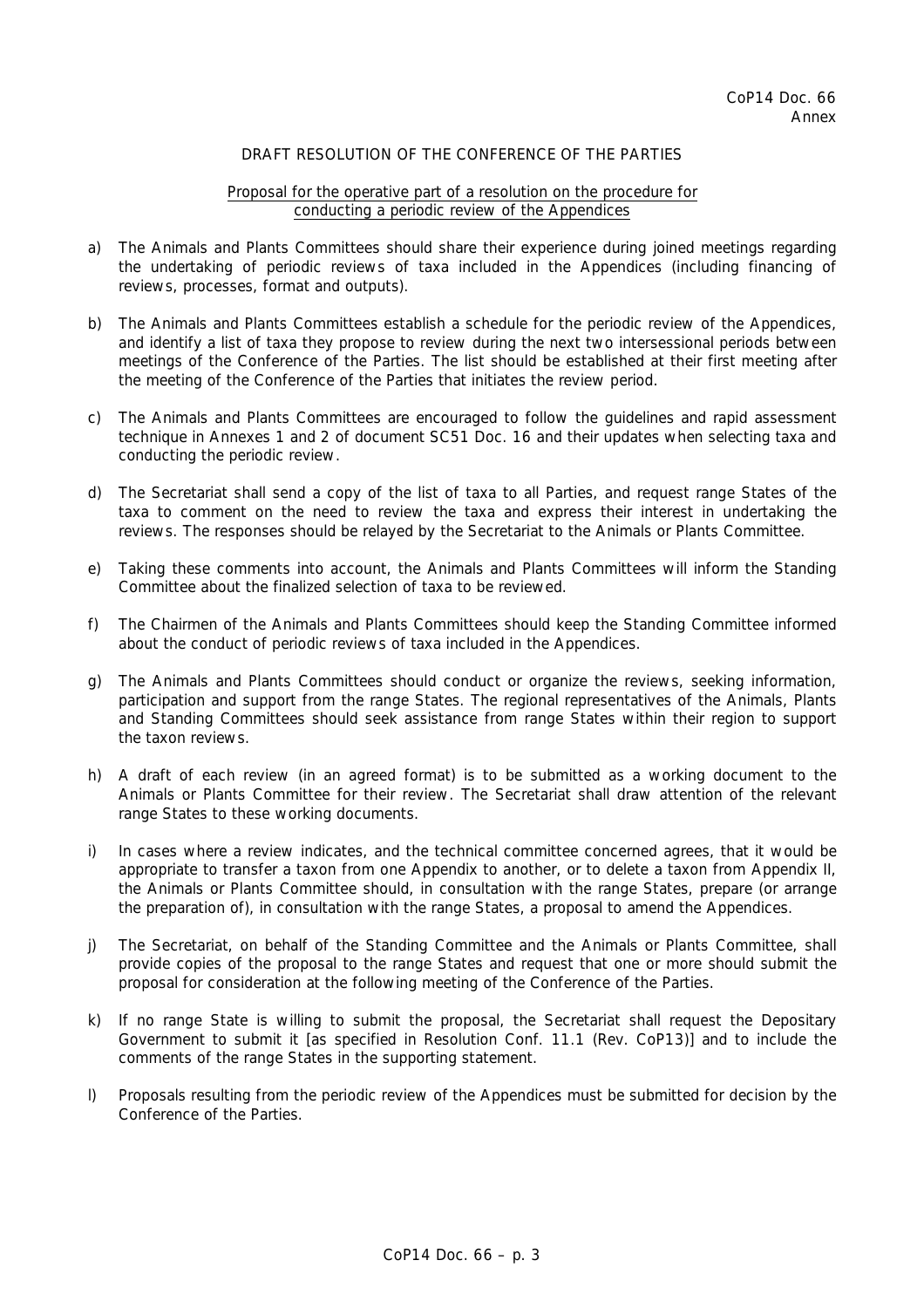CoP14 Doc. 66
Annex

DRAFT RESOLUTION OF THE CONFERENCE OF THE PARTIES

Proposal for the operative part of a resolution on the procedure for conducting a periodic review of the Appendices

a) The Animals and Plants Committees should share their experience during joined meetings regarding the undertaking of periodic reviews of taxa included in the Appendices (including financing of reviews, processes, format and outputs).

b) The Animals and Plants Committees establish a schedule for the periodic review of the Appendices, and identify a list of taxa they propose to review during the next two intersessional periods between meetings of the Conference of the Parties. The list should be established at their first meeting after the meeting of the Conference of the Parties that initiates the review period.

c) The Animals and Plants Committees are encouraged to follow the guidelines and rapid assessment technique in Annexes 1 and 2 of document SC51 Doc. 16 and their updates when selecting taxa and conducting the periodic review.

d) The Secretariat shall send a copy of the list of taxa to all Parties, and request range States of the taxa to comment on the need to review the taxa and express their interest in undertaking the reviews. The responses should be relayed by the Secretariat to the Animals or Plants Committee.

e) Taking these comments into account, the Animals and Plants Committees will inform the Standing Committee about the finalized selection of taxa to be reviewed.

f) The Chairmen of the Animals and Plants Committees should keep the Standing Committee informed about the conduct of periodic reviews of taxa included in the Appendices.

g) The Animals and Plants Committees should conduct or organize the reviews, seeking information, participation and support from the range States. The regional representatives of the Animals, Plants and Standing Committees should seek assistance from range States within their region to support the taxon reviews.

h) A draft of each review (in an agreed format) is to be submitted as a working document to the Animals or Plants Committee for their review. The Secretariat shall draw attention of the relevant range States to these working documents.

i) In cases where a review indicates, and the technical committee concerned agrees, that it would be appropriate to transfer a taxon from one Appendix to another, or to delete a taxon from Appendix II, the Animals or Plants Committee should, in consultation with the range States, prepare (or arrange the preparation of), in consultation with the range States, a proposal to amend the Appendices.

j) The Secretariat, on behalf of the Standing Committee and the Animals or Plants Committee, shall provide copies of the proposal to the range States and request that one or more should submit the proposal for consideration at the following meeting of the Conference of the Parties.

k) If no range State is willing to submit the proposal, the Secretariat shall request the Depositary Government to submit it [as specified in Resolution Conf. 11.1 (Rev. CoP13)] and to include the comments of the range States in the supporting statement.

l) Proposals resulting from the periodic review of the Appendices must be submitted for decision by the Conference of the Parties.